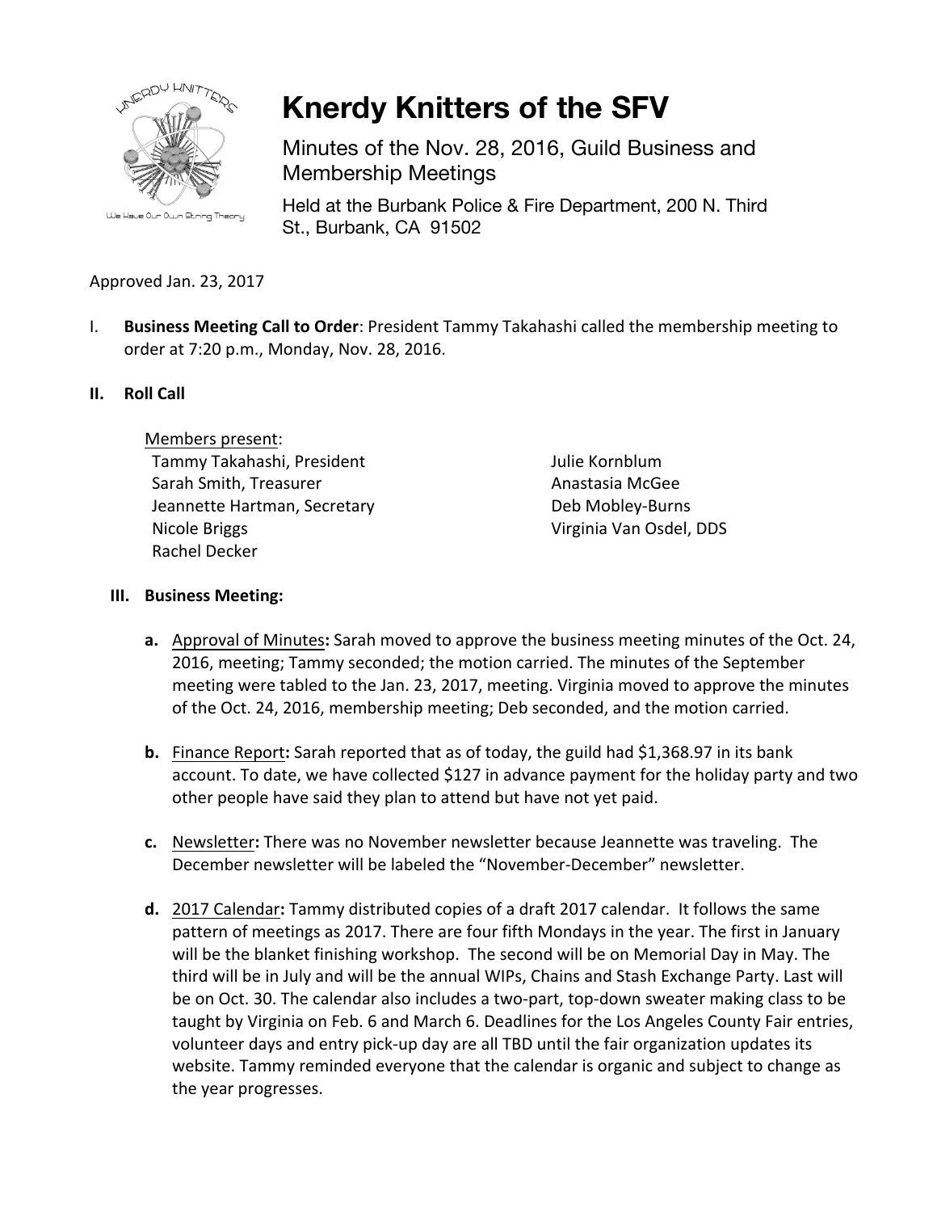# Knerdy Knitters of the SFV

Minutes of the Nov. 28, 2016, Guild Business and Membership Meetings

Held at the Burbank Police & Fire Department, 200 N. Third St., Burbank, CA 91502

Approved Jan. 23, 2017

I. **Business Meeting Call to Order**: President Tammy Takahashi called the membership meeting to order at 7:20 p.m., Monday, Nov. 28, 2016.

## II. Roll Call

Members present:

- Tammy Takahashi, President
- Sarah Smith, Treasurer
- Jeannette Hartman, Secretary
- Nicole Briggs
- Rachel Decker
- Julie Kornblum
- Anastasia McGee
- Deb Mobley-Burns
- Virginia Van Osdel, DDS

## III. Business Meeting:

**a.** Approval of Minutes**:** Sarah moved to approve the business meeting minutes of the Oct. 24, 2016, meeting; Tammy seconded; the motion carried. The minutes of the September meeting were tabled to the Jan. 23, 2017, meeting. Virginia moved to approve the minutes of the Oct. 24, 2016, membership meeting; Deb seconded, and the motion carried.

**b.** Finance Report**:** Sarah reported that as of today, the guild had $1,368.97 in its bank account. To date, we have collected $127 in advance payment for the holiday party and two other people have said they plan to attend but have not yet paid.

**c.** Newsletter**:** There was no November newsletter because Jeannette was traveling. The December newsletter will be labeled the "November-December" newsletter.

**d.** 2017 Calendar**:** Tammy distributed copies of a draft 2017 calendar. It follows the same pattern of meetings as 2017. There are four fifth Mondays in the year. The first in January will be the blanket finishing workshop. The second will be on Memorial Day in May. The third will be in July and will be the annual WIPs, Chains and Stash Exchange Party. Last will be on Oct. 30. The calendar also includes a two-part, top-down sweater making class to be taught by Virginia on Feb. 6 and March 6. Deadlines for the Los Angeles County Fair entries, volunteer days and entry pick-up day are all TBD until the fair organization updates its website. Tammy reminded everyone that the calendar is organic and subject to change as the year progresses.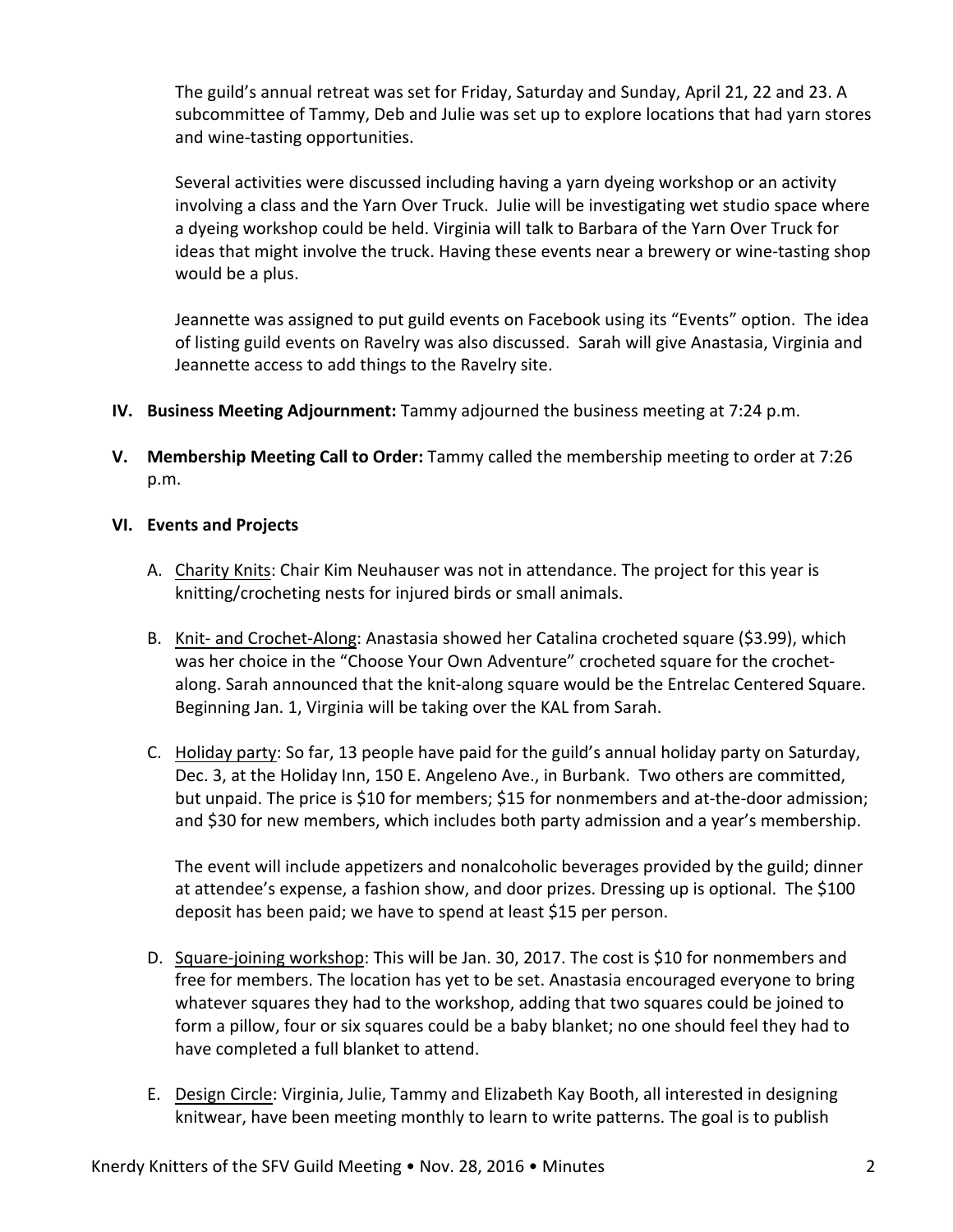The guild's annual retreat was set for Friday, Saturday and Sunday, April 21, 22 and 23. A subcommittee of Tammy, Deb and Julie was set up to explore locations that had yarn stores and wine-tasting opportunities.

Several activities were discussed including having a yarn dyeing workshop or an activity involving a class and the Yarn Over Truck. Julie will be investigating wet studio space where a dyeing workshop could be held. Virginia will talk to Barbara of the Yarn Over Truck for ideas that might involve the truck. Having these events near a brewery or wine-tasting shop would be a plus.

Jeannette was assigned to put guild events on Facebook using its "Events" option. The idea of listing guild events on Ravelry was also discussed. Sarah will give Anastasia, Virginia and Jeannette access to add things to the Ravelry site.

**IV. Business Meeting Adjournment:** Tammy adjourned the business meeting at 7:24 p.m.

**V. Membership Meeting Call to Order:** Tammy called the membership meeting to order at 7:26 p.m.

**VI. Events and Projects**

A. Charity Knits: Chair Kim Neuhauser was not in attendance. The project for this year is knitting/crocheting nests for injured birds or small animals.

B. Knit- and Crochet-Along: Anastasia showed her Catalina crocheted square ($3.99), which was her choice in the "Choose Your Own Adventure" crocheted square for the crochet-along. Sarah announced that the knit-along square would be the Entrelac Centered Square. Beginning Jan. 1, Virginia will be taking over the KAL from Sarah.

C. Holiday party: So far, 13 people have paid for the guild's annual holiday party on Saturday, Dec. 3, at the Holiday Inn, 150 E. Angeleno Ave., in Burbank. Two others are committed, but unpaid. The price is $10 for members; $15 for nonmembers and at-the-door admission; and $30 for new members, which includes both party admission and a year's membership.

The event will include appetizers and nonalcoholic beverages provided by the guild; dinner at attendee's expense, a fashion show, and door prizes. Dressing up is optional. The $100 deposit has been paid; we have to spend at least $15 per person.

D. Square-joining workshop: This will be Jan. 30, 2017. The cost is $10 for nonmembers and free for members. The location has yet to be set. Anastasia encouraged everyone to bring whatever squares they had to the workshop, adding that two squares could be joined to form a pillow, four or six squares could be a baby blanket; no one should feel they had to have completed a full blanket to attend.

E. Design Circle: Virginia, Julie, Tammy and Elizabeth Kay Booth, all interested in designing knitwear, have been meeting monthly to learn to write patterns. The goal is to publish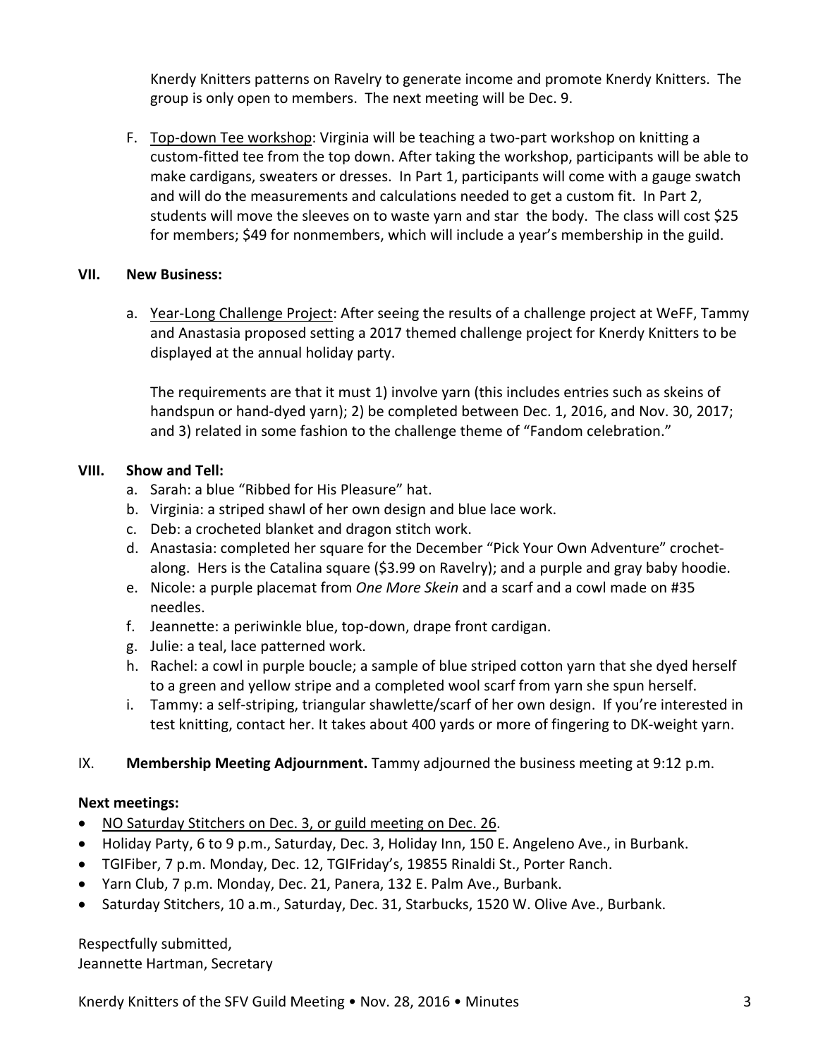Knerdy Knitters patterns on Ravelry to generate income and promote Knerdy Knitters. The group is only open to members. The next meeting will be Dec. 9.

F. Top-down Tee workshop: Virginia will be teaching a two-part workshop on knitting a custom-fitted tee from the top down. After taking the workshop, participants will be able to make cardigans, sweaters or dresses. In Part 1, participants will come with a gauge swatch and will do the measurements and calculations needed to get a custom fit. In Part 2, students will move the sleeves on to waste yarn and star the body. The class will cost $25 for members; $49 for nonmembers, which will include a year's membership in the guild.

**VII. New Business:**

a. Year-Long Challenge Project: After seeing the results of a challenge project at WeFF, Tammy and Anastasia proposed setting a 2017 themed challenge project for Knerdy Knitters to be displayed at the annual holiday party.

The requirements are that it must 1) involve yarn (this includes entries such as skeins of handspun or hand-dyed yarn); 2) be completed between Dec. 1, 2016, and Nov. 30, 2017; and 3) related in some fashion to the challenge theme of "Fandom celebration."

**VIII. Show and Tell:**

a. Sarah: a blue "Ribbed for His Pleasure" hat.
b. Virginia: a striped shawl of her own design and blue lace work.
c. Deb: a crocheted blanket and dragon stitch work.
d. Anastasia: completed her square for the December "Pick Your Own Adventure" crochet-along. Hers is the Catalina square ($3.99 on Ravelry); and a purple and gray baby hoodie.
e. Nicole: a purple placemat from *One More Skein* and a scarf and a cowl made on #35 needles.
f. Jeannette: a periwinkle blue, top-down, drape front cardigan.
g. Julie: a teal, lace patterned work.
h. Rachel: a cowl in purple boucle; a sample of blue striped cotton yarn that she dyed herself to a green and yellow stripe and a completed wool scarf from yarn she spun herself.
i. Tammy: a self-striping, triangular shawlette/scarf of her own design. If you're interested in test knitting, contact her. It takes about 400 yards or more of fingering to DK-weight yarn.

IX. **Membership Meeting Adjournment.** Tammy adjourned the business meeting at 9:12 p.m.

**Next meetings:**

- NO Saturday Stitchers on Dec. 3, or guild meeting on Dec. 26.
- Holiday Party, 6 to 9 p.m., Saturday, Dec. 3, Holiday Inn, 150 E. Angeleno Ave., in Burbank.
- TGIFiber, 7 p.m. Monday, Dec. 12, TGIFriday's, 19855 Rinaldi St., Porter Ranch.
- Yarn Club, 7 p.m. Monday, Dec. 21, Panera, 132 E. Palm Ave., Burbank.
- Saturday Stitchers, 10 a.m., Saturday, Dec. 31, Starbucks, 1520 W. Olive Ave., Burbank.

Respectfully submitted,
Jeannette Hartman, Secretary